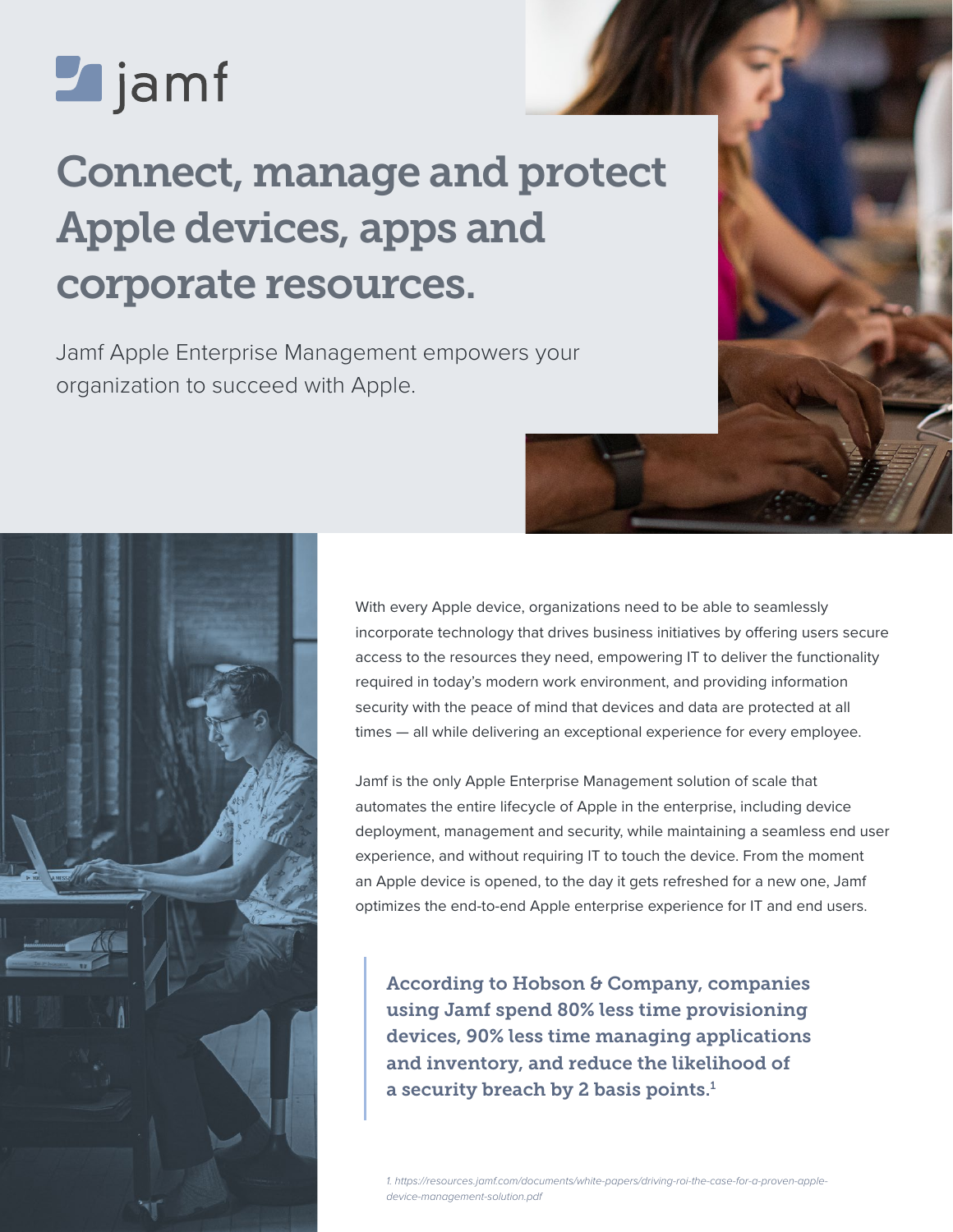jamf

# Connect, manage and protect Apple devices, apps and corporate resources.

Jamf Apple Enterprise Management empowers your organization to succeed with Apple.

With every Apple device, organizations need to be able to seamlessly incorporate technology that drives business initiatives by offering users secure access to the resources they need, empowering IT to deliver the functionality required in today's modern work environment, and providing information security with the peace of mind that devices and data are protected at all times — all while delivering an exceptional experience for every employee.

Jamf is the only Apple Enterprise Management solution of scale that automates the entire lifecycle of Apple in the enterprise, including device deployment, management and security, while maintaining a seamless end user experience, and without requiring IT to touch the device. From the moment an Apple device is opened, to the day it gets refreshed for a new one, Jamf optimizes the end-to-end Apple enterprise experience for IT and end users.

> **According to Hobson & Company, companies using Jamf spend 80% less time provisioning devices, 90% less time managing applications and inventory, and reduce the likelihood of a security breach by 2 basis points.[1]**

*1. https://resources.jamf.com/documents/white-papers/driving-roi-the-case-for-a-proven-apple-device-management-solution.pdf*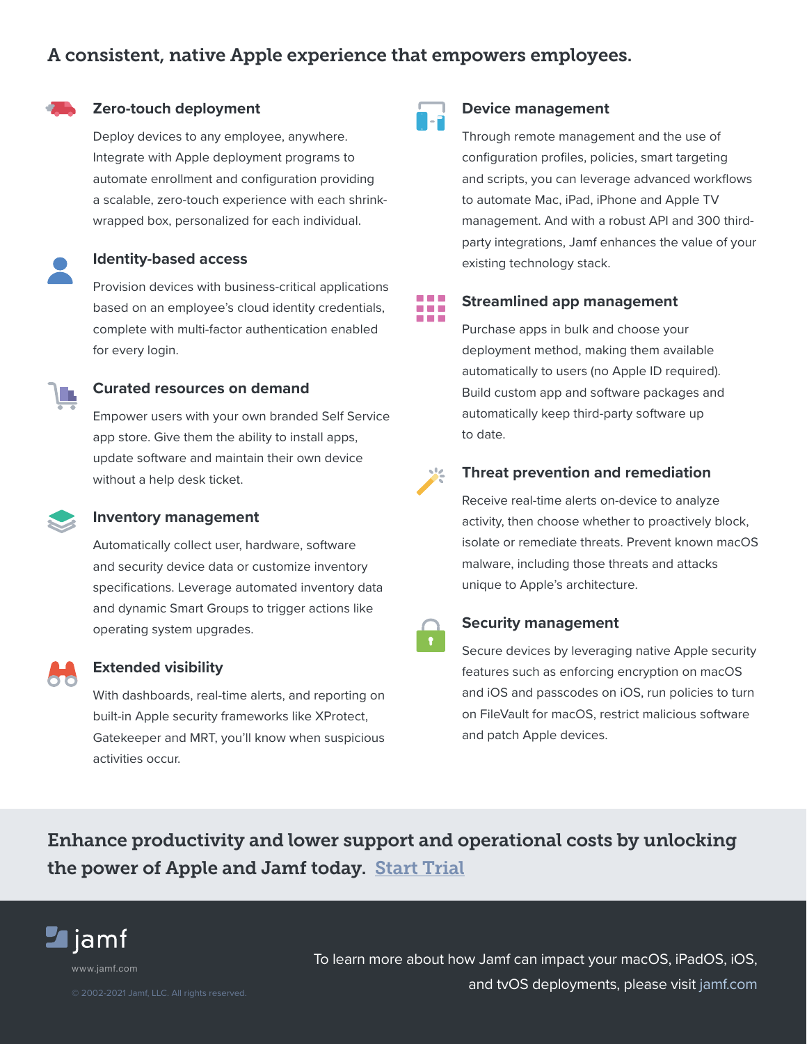## A consistent, native Apple experience that empowers employees.

### Zero-touch deployment

Deploy devices to any employee, anywhere. Integrate with Apple deployment programs to automate enrollment and configuration providing a scalable, zero-touch experience with each shrink-wrapped box, personalized for each individual.

### Identity-based access

Provision devices with business-critical applications based on an employee's cloud identity credentials, complete with multi-factor authentication enabled for every login.

### Curated resources on demand

Empower users with your own branded Self Service app store. Give them the ability to install apps, update software and maintain their own device without a help desk ticket.

### Inventory management

Automatically collect user, hardware, software and security device data or customize inventory specifications. Leverage automated inventory data and dynamic Smart Groups to trigger actions like operating system upgrades.

### Extended visibility

With dashboards, real-time alerts, and reporting on built-in Apple security frameworks like XProtect, Gatekeeper and MRT, you'll know when suspicious activities occur.

### Device management

Through remote management and the use of configuration profiles, policies, smart targeting and scripts, you can leverage advanced workflows to automate Mac, iPad, iPhone and Apple TV management. And with a robust API and 300 third-party integrations, Jamf enhances the value of your existing technology stack.

### Streamlined app management

Purchase apps in bulk and choose your deployment method, making them available automatically to users (no Apple ID required). Build custom app and software packages and automatically keep third-party software up to date.

### Threat prevention and remediation

Receive real-time alerts on-device to analyze activity, then choose whether to proactively block, isolate or remediate threats. Prevent known macOS malware, including those threats and attacks unique to Apple's architecture.

### Security management

Secure devices by leveraging native Apple security features such as enforcing encryption on macOS and iOS and passcodes on iOS, run policies to turn on FileVault for macOS, restrict malicious software and patch Apple devices.

**Enhance productivity and lower support and operational costs by unlocking the power of Apple and Jamf today.** Start Trial

jamf

www.jamf.com

© 2002-2021 Jamf, LLC. All rights reserved.

To learn more about how Jamf can impact your macOS, iPadOS, iOS, and tvOS deployments, please visit jamf.com